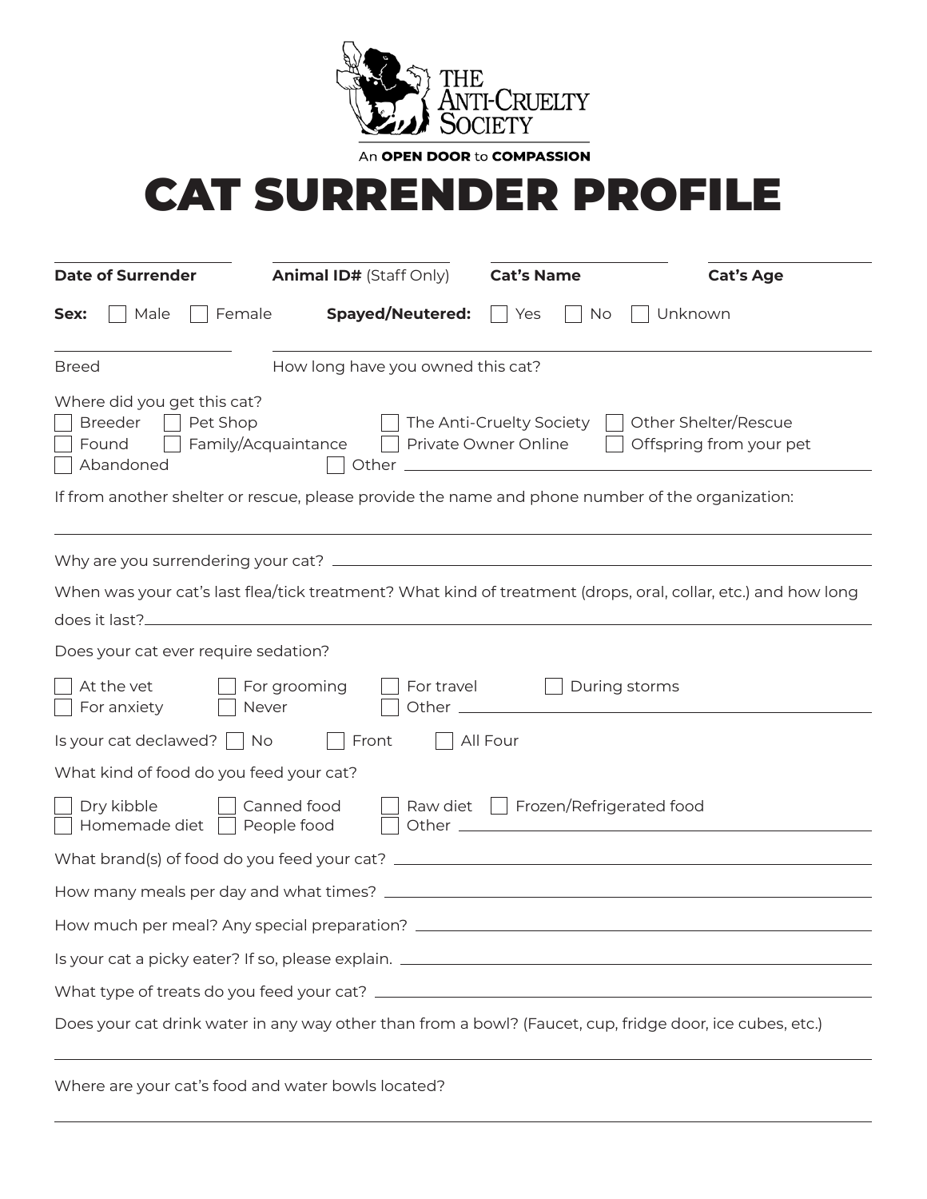THE ANTI-CRUELTY SOCIETY

An **OPEN DOOR** to **COMPASSION**

# CAT SURRENDER PROFILE

**Date of Surrender** ____________ **Animal ID#** (Staff Only) ____________ **Cat's Name** ____________ **Cat's Age** ____________

**Sex:** ☐ Male ☐ Female **Spayed/Neutered:** ☐ Yes ☐ No ☐ Unknown

Breed ____________ How long have you owned this cat? ____________

Where did you get this cat?

☐ Breeder ☐ Pet Shop ☐ The Anti-Cruelty Society ☐ Other Shelter/Rescue
☐ Found ☐ Family/Acquaintance ☐ Private Owner Online ☐ Offspring from your pet
☐ Abandoned ☐ Other ____________

If from another shelter or rescue, please provide the name and phone number of the organization:

____________

Why are you surrendering your cat? ____________

When was your cat's last flea/tick treatment? What kind of treatment (drops, oral, collar, etc.) and how long does it last? ____________

Does your cat ever require sedation?

☐ At the vet ☐ For grooming ☐ For travel ☐ During storms
☐ For anxiety ☐ Never ☐ Other ____________

Is your cat declawed? ☐ No ☐ Front ☐ All Four

What kind of food do you feed your cat?

☐ Dry kibble ☐ Canned food ☐ Raw diet ☐ Frozen/Refrigerated food
☐ Homemade diet ☐ People food ☐ Other ____________

What brand(s) of food do you feed your cat? ____________

How many meals per day and what times? ____________

How much per meal? Any special preparation? ____________

Is your cat a picky eater? If so, please explain. ____________

What type of treats do you feed your cat? ____________

Does your cat drink water in any way other than from a bowl? (Faucet, cup, fridge door, ice cubes, etc.)

____________

Where are your cat's food and water bowls located?

____________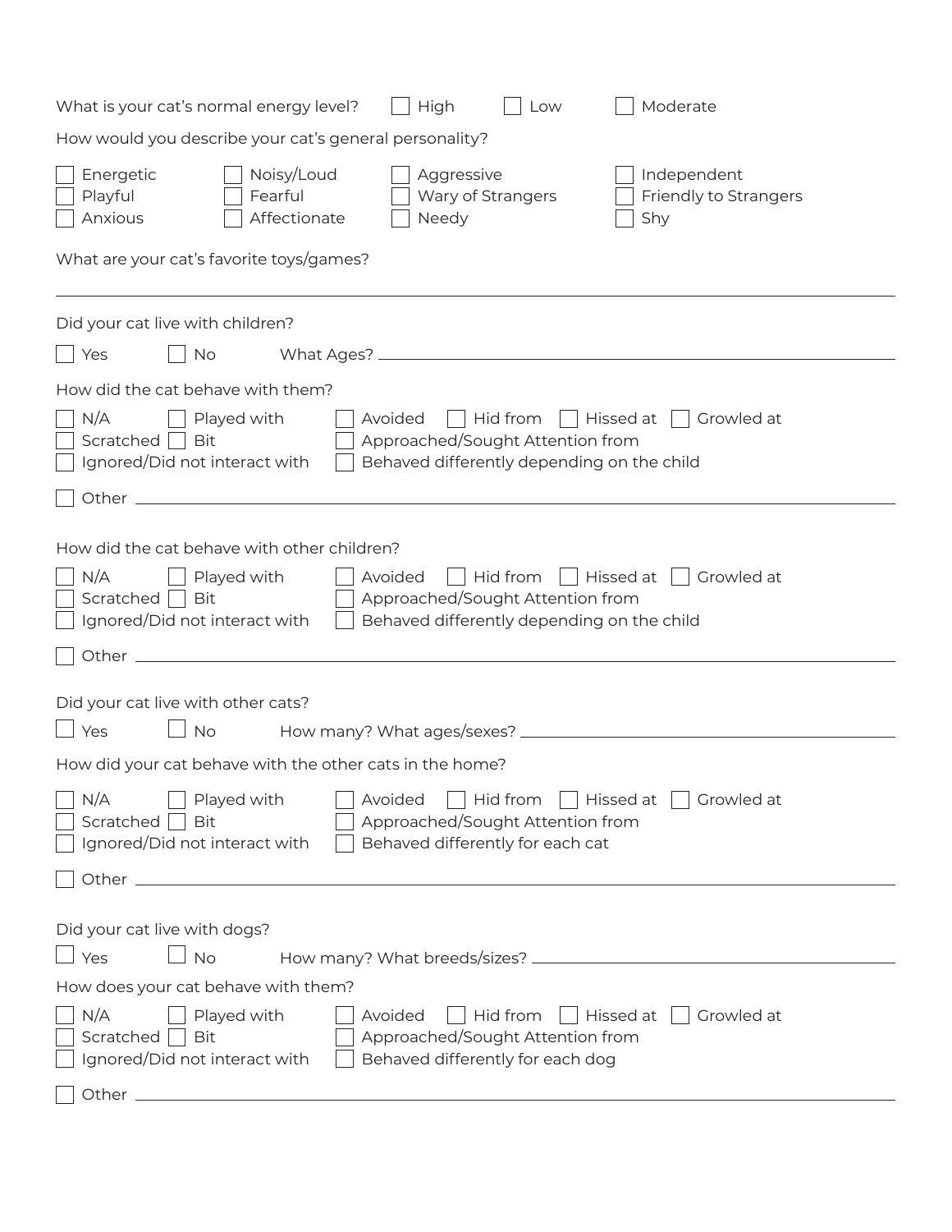What is your cat's normal energy level? ☐ High ☐ Low ☐ Moderate

How would you describe your cat's general personality?

☐ Energetic ☐ Noisy/Loud ☐ Aggressive ☐ Independent
☐ Playful ☐ Fearful ☐ Wary of Strangers ☐ Friendly to Strangers
☐ Anxious ☐ Affectionate ☐ Needy ☐ Shy

What are your cat's favorite toys/games?

______________________________________________________________________

Did your cat live with children?

☐ Yes ☐ No What Ages? ____________________________________________

How did the cat behave with them?

☐ N/A ☐ Played with ☐ Avoided ☐ Hid from ☐ Hissed at ☐ Growled at
☐ Scratched ☐ Bit ☐ Approached/Sought Attention from
☐ Ignored/Did not interact with ☐ Behaved differently depending on the child

☐ Other ______________________________________________________________

How did the cat behave with other children?

☐ N/A ☐ Played with ☐ Avoided ☐ Hid from ☐ Hissed at ☐ Growled at
☐ Scratched ☐ Bit ☐ Approached/Sought Attention from
☐ Ignored/Did not interact with ☐ Behaved differently depending on the child

☐ Other ______________________________________________________________

Did your cat live with other cats?

☐ Yes ☐ No How many? What ages/sexes? ______________________________

How did your cat behave with the other cats in the home?

☐ N/A ☐ Played with ☐ Avoided ☐ Hid from ☐ Hissed at ☐ Growled at
☐ Scratched ☐ Bit ☐ Approached/Sought Attention from
☐ Ignored/Did not interact with ☐ Behaved differently for each cat

☐ Other ______________________________________________________________

Did your cat live with dogs?

☐ Yes ☐ No How many? What breeds/sizes? ______________________________

How does your cat behave with them?

☐ N/A ☐ Played with ☐ Avoided ☐ Hid from ☐ Hissed at ☐ Growled at
☐ Scratched ☐ Bit ☐ Approached/Sought Attention from
☐ Ignored/Did not interact with ☐ Behaved differently for each dog

☐ Other ______________________________________________________________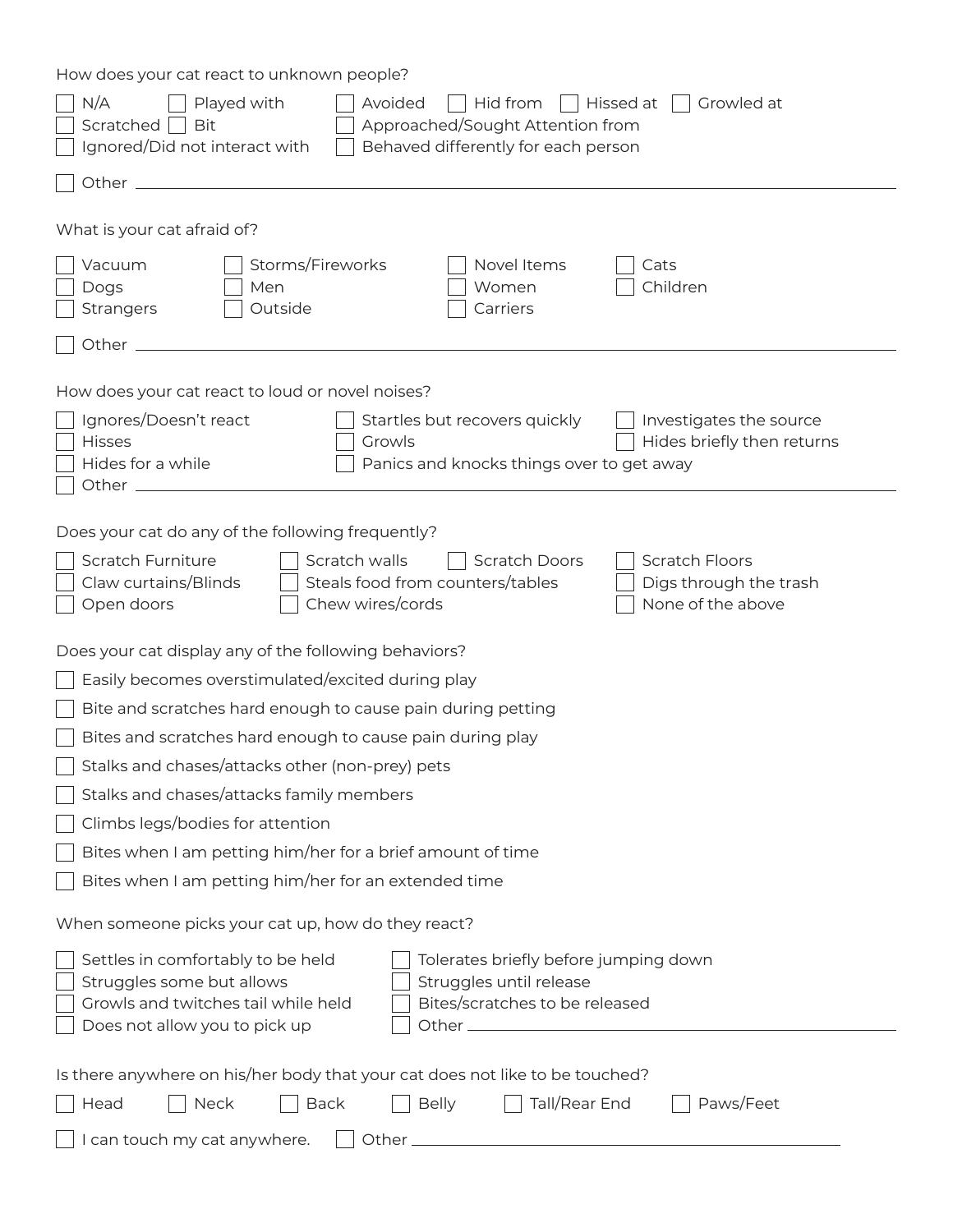How does your cat react to unknown people?

- [ ] N/A
- [ ] Played with
- [ ] Avoided
- [ ] Hid from
- [ ] Hissed at
- [ ] Growled at
- [ ] Scratched
- [ ] Bit
- [ ] Approached/Sought Attention from
- [ ] Ignored/Did not interact with
- [ ] Behaved differently for each person
- [ ] Other ______________________________

What is your cat afraid of?

- [ ] Vacuum
- [ ] Storms/Fireworks
- [ ] Novel Items
- [ ] Cats
- [ ] Dogs
- [ ] Men
- [ ] Women
- [ ] Children
- [ ] Strangers
- [ ] Outside
- [ ] Carriers
- [ ] Other ______________________________

How does your cat react to loud or novel noises?

- [ ] Ignores/Doesn't react
- [ ] Startles but recovers quickly
- [ ] Investigates the source
- [ ] Hisses
- [ ] Growls
- [ ] Hides briefly then returns
- [ ] Hides for a while
- [ ] Panics and knocks things over to get away
- [ ] Other ______________________________

Does your cat do any of the following frequently?

- [ ] Scratch Furniture
- [ ] Scratch walls
- [ ] Scratch Doors
- [ ] Scratch Floors
- [ ] Claw curtains/Blinds
- [ ] Steals food from counters/tables
- [ ] Digs through the trash
- [ ] Open doors
- [ ] Chew wires/cords
- [ ] None of the above

Does your cat display any of the following behaviors?

- [ ] Easily becomes overstimulated/excited during play
- [ ] Bite and scratches hard enough to cause pain during petting
- [ ] Bites and scratches hard enough to cause pain during play
- [ ] Stalks and chases/attacks other (non-prey) pets
- [ ] Stalks and chases/attacks family members
- [ ] Climbs legs/bodies for attention
- [ ] Bites when I am petting him/her for a brief amount of time
- [ ] Bites when I am petting him/her for an extended time

When someone picks your cat up, how do they react?

- [ ] Settles in comfortably to be held
- [ ] Tolerates briefly before jumping down
- [ ] Struggles some but allows
- [ ] Struggles until release
- [ ] Growls and twitches tail while held
- [ ] Bites/scratches to be released
- [ ] Does not allow you to pick up
- [ ] Other ______________________________

Is there anywhere on his/her body that your cat does not like to be touched?

- [ ] Head
- [ ] Neck
- [ ] Back
- [ ] Belly
- [ ] Tail/Rear End
- [ ] Paws/Feet
- [ ] I can touch my cat anywhere.
- [ ] Other ______________________________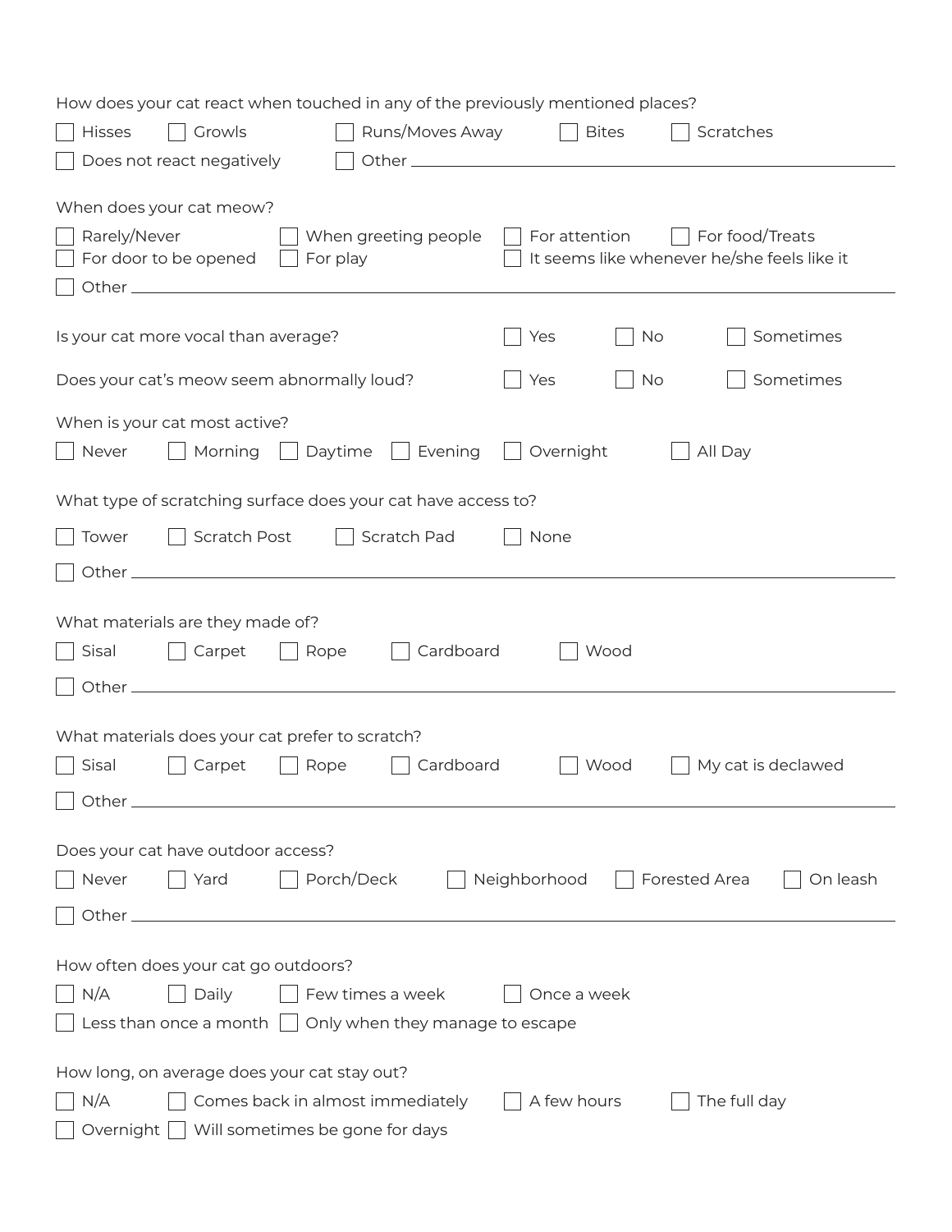How does your cat react when touched in any of the previously mentioned places?

- [ ] Hisses
- [ ] Growls
- [ ] Runs/Moves Away
- [ ] Bites
- [ ] Scratches
- [ ] Does not react negatively
- [ ] Other \_\_\_\_\_\_\_\_\_\_\_\_\_\_\_\_\_\_\_\_

When does your cat meow?

- [ ] Rarely/Never
- [ ] When greeting people
- [ ] For attention
- [ ] For food/Treats
- [ ] For door to be opened
- [ ] For play
- [ ] It seems like whenever he/she feels like it
- [ ] Other \_\_\_\_\_\_\_\_\_\_\_\_\_\_\_\_\_\_\_\_

Is your cat more vocal than average?

- [ ] Yes
- [ ] No
- [ ] Sometimes

Does your cat's meow seem abnormally loud?

- [ ] Yes
- [ ] No
- [ ] Sometimes

When is your cat most active?

- [ ] Never
- [ ] Morning
- [ ] Daytime
- [ ] Evening
- [ ] Overnight
- [ ] All Day

What type of scratching surface does your cat have access to?

- [ ] Tower
- [ ] Scratch Post
- [ ] Scratch Pad
- [ ] None
- [ ] Other \_\_\_\_\_\_\_\_\_\_\_\_\_\_\_\_\_\_\_\_

What materials are they made of?

- [ ] Sisal
- [ ] Carpet
- [ ] Rope
- [ ] Cardboard
- [ ] Wood
- [ ] Other \_\_\_\_\_\_\_\_\_\_\_\_\_\_\_\_\_\_\_\_

What materials does your cat prefer to scratch?

- [ ] Sisal
- [ ] Carpet
- [ ] Rope
- [ ] Cardboard
- [ ] Wood
- [ ] My cat is declawed
- [ ] Other \_\_\_\_\_\_\_\_\_\_\_\_\_\_\_\_\_\_\_\_

Does your cat have outdoor access?

- [ ] Never
- [ ] Yard
- [ ] Porch/Deck
- [ ] Neighborhood
- [ ] Forested Area
- [ ] On leash
- [ ] Other \_\_\_\_\_\_\_\_\_\_\_\_\_\_\_\_\_\_\_\_

How often does your cat go outdoors?

- [ ] N/A
- [ ] Daily
- [ ] Few times a week
- [ ] Once a week
- [ ] Less than once a month
- [ ] Only when they manage to escape

How long, on average does your cat stay out?

- [ ] N/A
- [ ] Comes back in almost immediately
- [ ] A few hours
- [ ] The full day
- [ ] Overnight
- [ ] Will sometimes be gone for days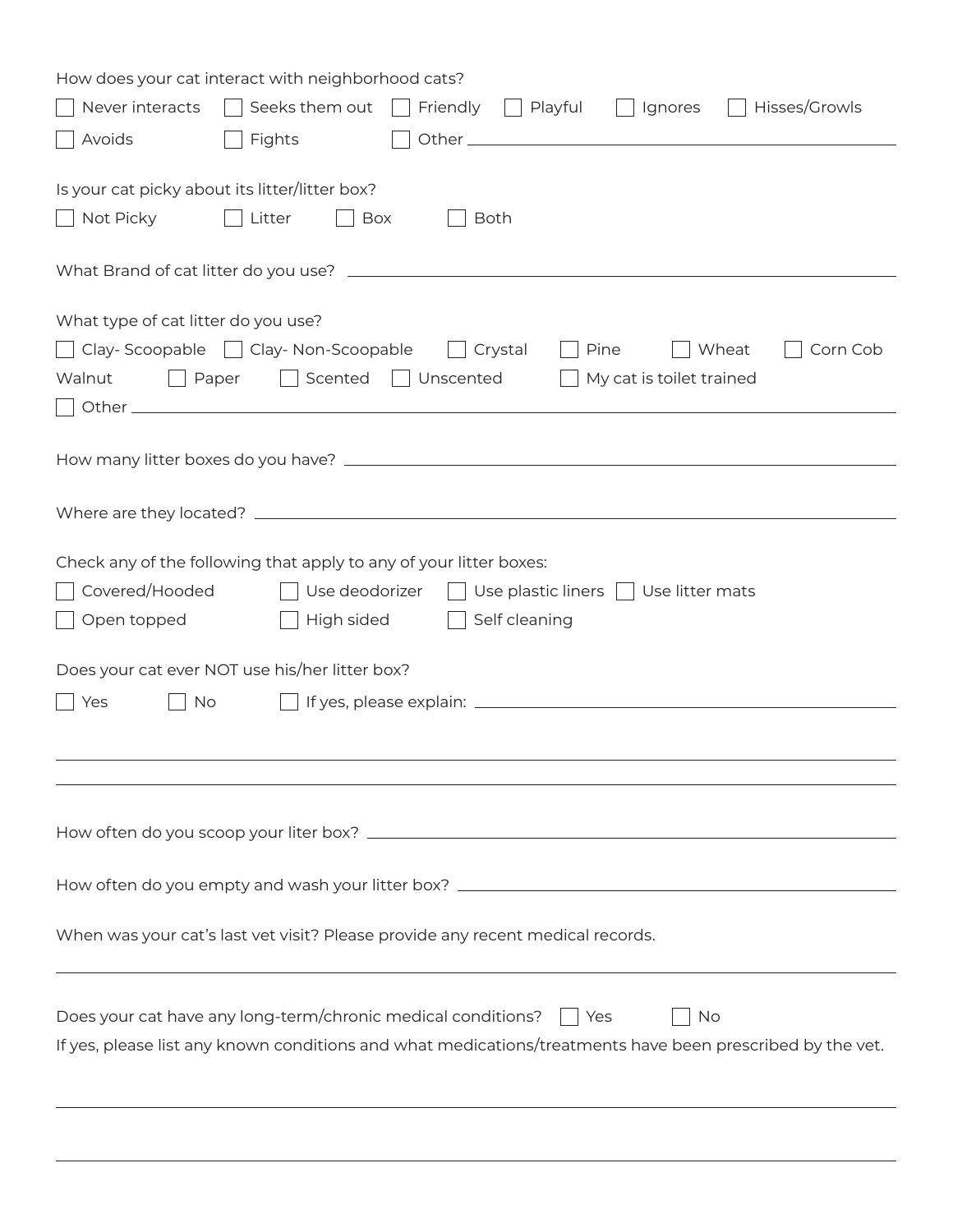How does your cat interact with neighborhood cats?

- [ ] Never interacts
- [ ] Seeks them out
- [ ] Friendly
- [ ] Playful
- [ ] Ignores
- [ ] Hisses/Growls
- [ ] Avoids
- [ ] Fights
- [ ] Other ______________________________

Is your cat picky about its litter/litter box?

- [ ] Not Picky
- [ ] Litter
- [ ] Box
- [ ] Both

What Brand of cat litter do you use? ______________________________

What type of cat litter do you use?

- [ ] Clay- Scoopable
- [ ] Clay- Non-Scoopable
- [ ] Crystal
- [ ] Pine
- [ ] Wheat
- [ ] Corn Cob

Walnut

- [ ] Paper
- [ ] Scented
- [ ] Unscented
- [ ] My cat is toilet trained
- [ ] Other ______________________________

How many litter boxes do you have? ______________________________

Where are they located? ______________________________

Check any of the following that apply to any of your litter boxes:

- [ ] Covered/Hooded
- [ ] Use deodorizer
- [ ] Use plastic liners
- [ ] Use litter mats
- [ ] Open topped
- [ ] High sided
- [ ] Self cleaning

Does your cat ever NOT use his/her litter box?

- [ ] Yes
- [ ] No
- [ ] If yes, please explain: ______________________________

______________________________

______________________________

How often do you scoop your liter box? ______________________________

How often do you empty and wash your litter box? ______________________________

When was your cat's last vet visit? Please provide any recent medical records.

______________________________

Does your cat have any long-term/chronic medical conditions?

- [ ] Yes
- [ ] No

If yes, please list any known conditions and what medications/treatments have been prescribed by the vet.

______________________________

______________________________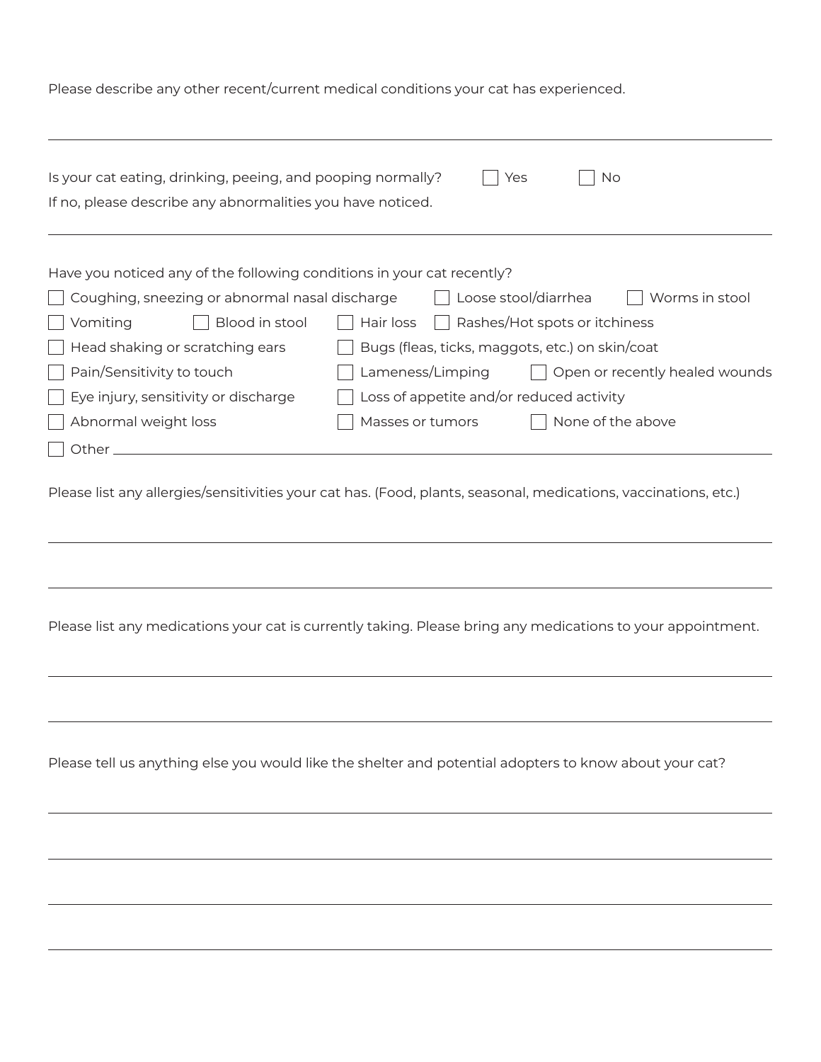Please describe any other recent/current medical conditions your cat has experienced.

\_\_\_\_\_\_\_\_\_\_\_\_\_\_\_\_\_\_\_\_\_\_\_\_\_\_\_\_\_\_\_\_\_\_\_\_\_\_\_\_\_\_\_\_\_\_\_\_\_\_\_\_\_\_\_\_\_\_\_\_

Is your cat eating, drinking, peeing, and pooping normally? ☐ Yes ☐ No

If no, please describe any abnormalities you have noticed.

\_\_\_\_\_\_\_\_\_\_\_\_\_\_\_\_\_\_\_\_\_\_\_\_\_\_\_\_\_\_\_\_\_\_\_\_\_\_\_\_\_\_\_\_\_\_\_\_\_\_\_\_\_\_\_\_\_\_\_\_

Have you noticed any of the following conditions in your cat recently?

- ☐ Coughing, sneezing or abnormal nasal discharge
- ☐ Loose stool/diarrhea
- ☐ Worms in stool
- ☐ Vomiting
- ☐ Blood in stool
- ☐ Hair loss
- ☐ Rashes/Hot spots or itchiness
- ☐ Head shaking or scratching ears
- ☐ Bugs (fleas, ticks, maggots, etc.) on skin/coat
- ☐ Pain/Sensitivity to touch
- ☐ Lameness/Limping
- ☐ Open or recently healed wounds
- ☐ Eye injury, sensitivity or discharge
- ☐ Loss of appetite and/or reduced activity
- ☐ Abnormal weight loss
- ☐ Masses or tumors
- ☐ None of the above
- ☐ Other \_\_\_\_\_\_\_\_\_\_\_\_\_\_\_\_\_\_\_\_\_\_\_\_\_\_\_\_\_\_\_\_\_\_\_\_\_\_\_\_\_\_\_\_\_\_\_\_

Please list any allergies/sensitivities your cat has. (Food, plants, seasonal, medications, vaccinations, etc.)

\_\_\_\_\_\_\_\_\_\_\_\_\_\_\_\_\_\_\_\_\_\_\_\_\_\_\_\_\_\_\_\_\_\_\_\_\_\_\_\_\_\_\_\_\_\_\_\_\_\_\_\_\_\_\_\_\_\_\_\_

\_\_\_\_\_\_\_\_\_\_\_\_\_\_\_\_\_\_\_\_\_\_\_\_\_\_\_\_\_\_\_\_\_\_\_\_\_\_\_\_\_\_\_\_\_\_\_\_\_\_\_\_\_\_\_\_\_\_\_\_

Please list any medications your cat is currently taking. Please bring any medications to your appointment.

\_\_\_\_\_\_\_\_\_\_\_\_\_\_\_\_\_\_\_\_\_\_\_\_\_\_\_\_\_\_\_\_\_\_\_\_\_\_\_\_\_\_\_\_\_\_\_\_\_\_\_\_\_\_\_\_\_\_\_\_

\_\_\_\_\_\_\_\_\_\_\_\_\_\_\_\_\_\_\_\_\_\_\_\_\_\_\_\_\_\_\_\_\_\_\_\_\_\_\_\_\_\_\_\_\_\_\_\_\_\_\_\_\_\_\_\_\_\_\_\_

Please tell us anything else you would like the shelter and potential adopters to know about your cat?

\_\_\_\_\_\_\_\_\_\_\_\_\_\_\_\_\_\_\_\_\_\_\_\_\_\_\_\_\_\_\_\_\_\_\_\_\_\_\_\_\_\_\_\_\_\_\_\_\_\_\_\_\_\_\_\_\_\_\_\_

\_\_\_\_\_\_\_\_\_\_\_\_\_\_\_\_\_\_\_\_\_\_\_\_\_\_\_\_\_\_\_\_\_\_\_\_\_\_\_\_\_\_\_\_\_\_\_\_\_\_\_\_\_\_\_\_\_\_\_\_

\_\_\_\_\_\_\_\_\_\_\_\_\_\_\_\_\_\_\_\_\_\_\_\_\_\_\_\_\_\_\_\_\_\_\_\_\_\_\_\_\_\_\_\_\_\_\_\_\_\_\_\_\_\_\_\_\_\_\_\_

\_\_\_\_\_\_\_\_\_\_\_\_\_\_\_\_\_\_\_\_\_\_\_\_\_\_\_\_\_\_\_\_\_\_\_\_\_\_\_\_\_\_\_\_\_\_\_\_\_\_\_\_\_\_\_\_\_\_\_\_